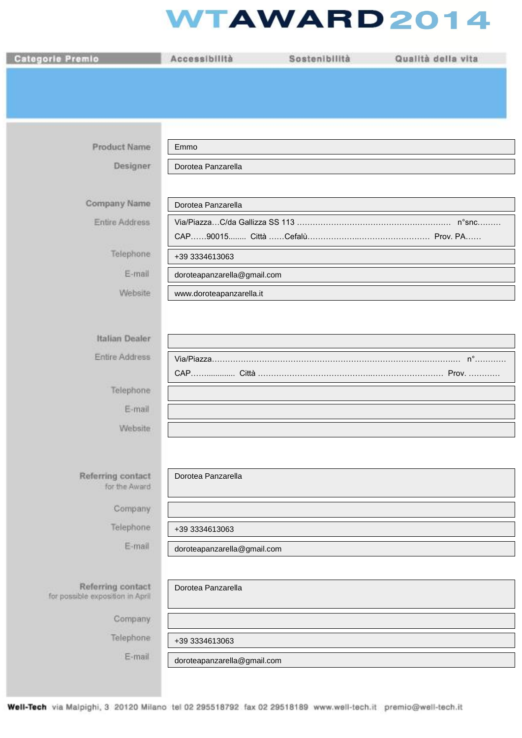# WTAWARD 2014

| Categorie Premio | Accessibilità | Sostenibilità | Qualità della vita |
|---|---|---|---|

| | |
|---|---|
| **Product Name** | Emmo |
| **Designer** | Dorotea Panzarella |
| **Company Name** | Dorotea Panzarella |
| Entire Address | Via/Piazza…C/da Gallizza SS 113 ………………………………………………………. n°snc……… CAP……90015........ Città ……Cefalù………………………………………… Prov. PA…… |
| Telephone | +39 3334613063 |
| E-mail | doroteapanzarella@gmail.com |
| Website | www.doroteapanzarella.it |
| **Italian Dealer** | |
| Entire Address | Via/Piazza…………………………………………………………………………………. n°………… CAP……............ Città ………………………………………………………………… Prov. ………… |
| Telephone | |
| E-mail | |
| Website | |
| **Referring contact** for the Award | Dorotea Panzarella |
| Company | |
| Telephone | +39 3334613063 |
| E-mail | doroteapanzarella@gmail.com |
| **Referring contact** for possible exposition in April | Dorotea Panzarella |
| Company | |
| Telephone | +39 3334613063 |
| E-mail | doroteapanzarella@gmail.com |

**Well-Tech** via Malpighi, 3 20120 Milano tel 02 295518792 fax 02 29518189 www.well-tech.it premio@well-tech.it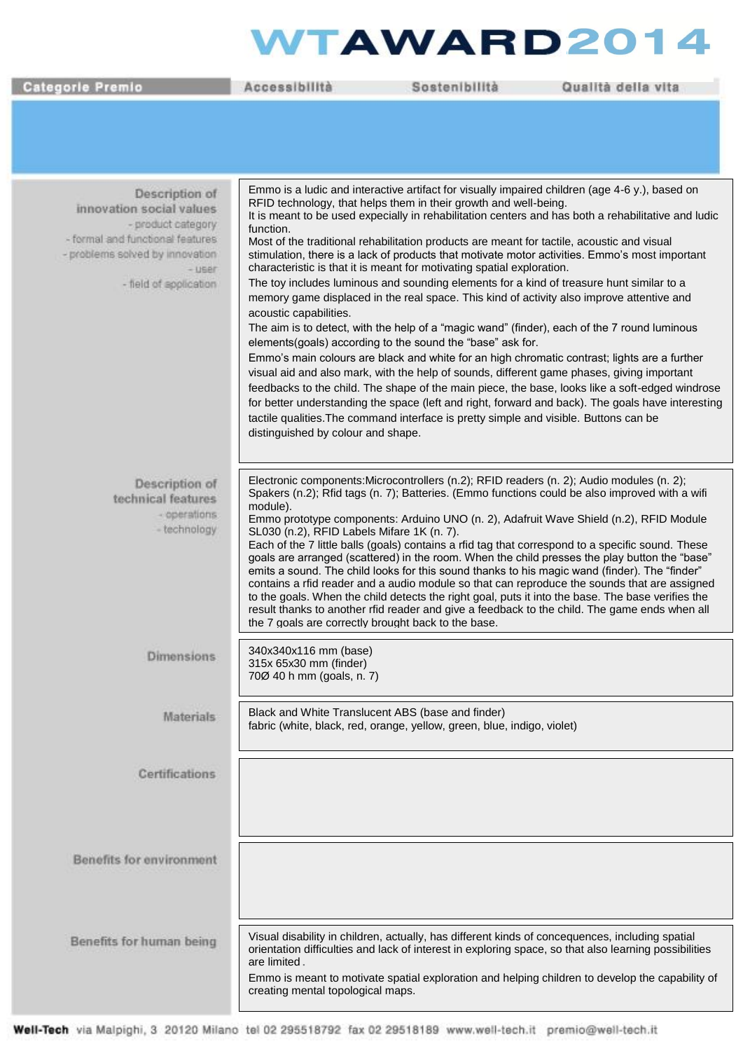# WTAWARD2014

| Categorie Premio | Accessibilità | Sostenibilità | Qualità della vita |
|---|---|---|---|

| | |
|---|---|
| **Description of innovation social values**<br>- product category<br>- formal and functional features<br>- problems solved by innovation<br>- user<br>- field of application | Emmo is a ludic and interactive artifact for visually impaired children (age 4-6 y.), based on RFID technology, that helps them in their growth and well-being.<br>It is meant to be used expecially in rehabilitation centers and has both a rehabilitative and ludic function.<br>Most of the traditional rehabilitation products are meant for tactile, acoustic and visual stimulation, there is a lack of products that motivate motor activities. Emmo's most important characteristic is that it is meant for motivating spatial exploration.<br>The toy includes luminous and sounding elements for a kind of treasure hunt similar to a memory game displaced in the real space. This kind of activity also improve attentive and acoustic capabilities.<br>The aim is to detect, with the help of a "magic wand" (finder), each of the 7 round luminous elements(goals) according to the sound the "base" ask for.<br>Emmo's main colours are black and white for an high chromatic contrast; lights are a further visual aid and also mark, with the help of sounds, different game phases, giving important feedbacks to the child. The shape of the main piece, the base, looks like a soft-edged windrose for better understanding the space (left and right, forward and back). The goals have interesting tactile qualities.The command interface is pretty simple and visible. Buttons can be distinguished by colour and shape. |
| **Description of technical features**<br>- operations<br>- technology | Electronic components:Microcontrollers (n.2); RFID readers (n. 2); Audio modules (n. 2); Spakers (n.2); Rfid tags (n. 7); Batteries. (Emmo functions could be also improved with a wifi module).<br>Emmo prototype components: Arduino UNO (n. 2), Adafruit Wave Shield (n.2), RFID Module SL030 (n.2), RFID Labels Mifare 1K (n. 7).<br>Each of the 7 little balls (goals) contains a rfid tag that correspond to a specific sound. These goals are arranged (scattered) in the room. When the child presses the play button the "base" emits a sound. The child looks for this sound thanks to his magic wand (finder). The "finder" contains a rfid reader and a audio module so that can reproduce the sounds that are assigned to the goals. When the child detects the right goal, puts it into the base. The base verifies the result thanks to another rfid reader and give a feedback to the child. The game ends when all the 7 goals are correctly brought back to the base. |
| **Dimensions** | 340x340x116 mm (base)<br>315x 65x30 mm (finder)<br>70Ø 40 h mm (goals, n. 7) |
| **Materials** | Black and White Translucent ABS (base and finder)<br>fabric (white, black, red, orange, yellow, green, blue, indigo, violet) |
| **Certifications** | |
| **Benefits for environment** | |
| **Benefits for human being** | Visual disability in children, actually, has different kinds of concequences, including spatial orientation difficulties and lack of interest in exploring space, so that also learning possibilities are limited .<br>Emmo is meant to motivate spatial exploration and helping children to develop the capability of creating mental topological maps. |

**Well-Tech** via Malpighi, 3 20120 Milano tel 02 295518792 fax 02 29518189 www.well-tech.it premio@well-tech.it